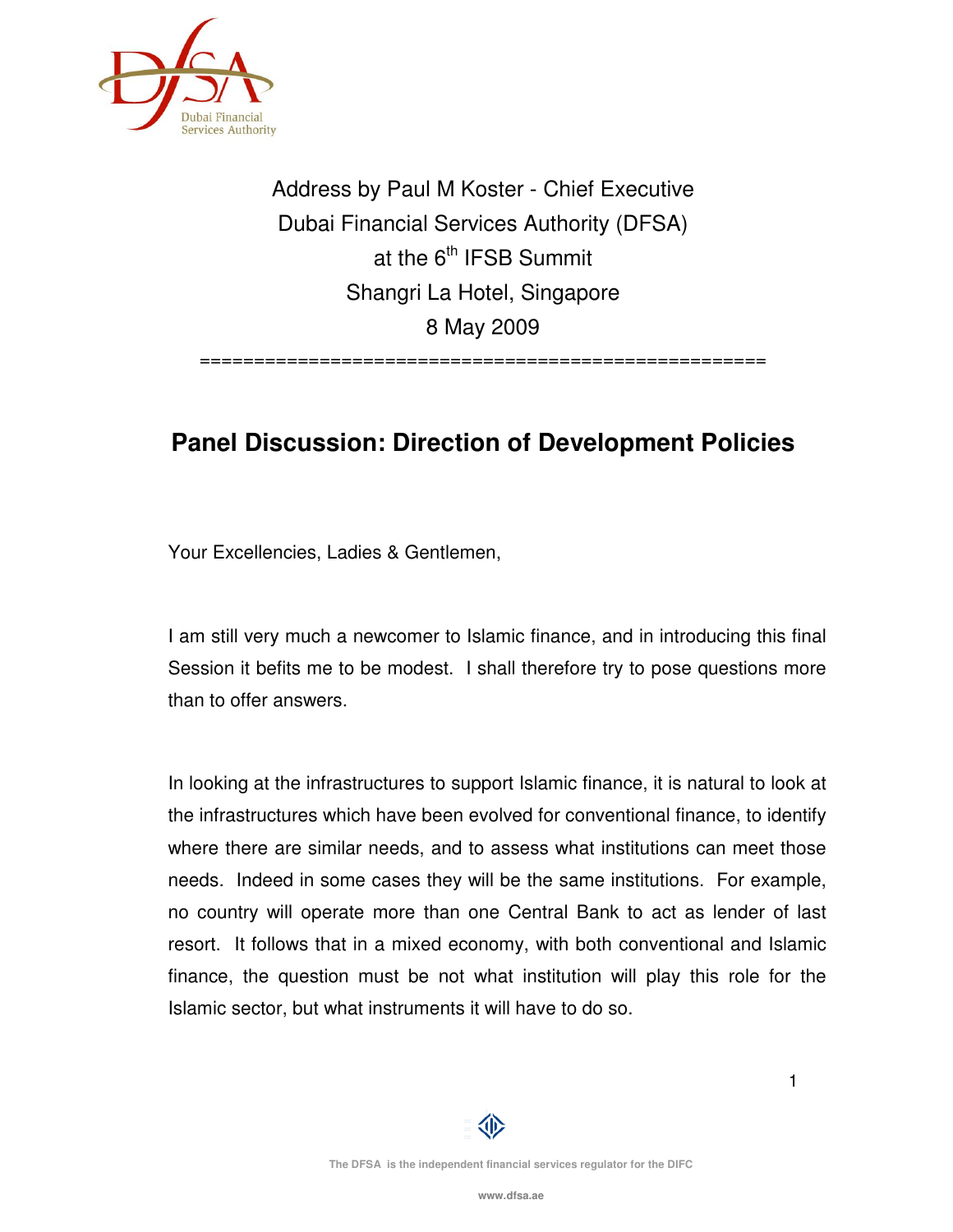Address by Paul M Koster - Chief Executive
Dubai Financial Services Authority (DFSA)
at the 6th IFSB Summit
Shangri La Hotel, Singapore
8 May 2009

# Panel Discussion: Direction of Development Policies

Your Excellencies, Ladies & Gentlemen,

I am still very much a newcomer to Islamic finance, and in introducing this final Session it befits me to be modest. I shall therefore try to pose questions more than to offer answers.

In looking at the infrastructures to support Islamic finance, it is natural to look at the infrastructures which have been evolved for conventional finance, to identify where there are similar needs, and to assess what institutions can meet those needs. Indeed in some cases they will be the same institutions. For example, no country will operate more than one Central Bank to act as lender of last resort. It follows that in a mixed economy, with both conventional and Islamic finance, the question must be not what institution will play this role for the Islamic sector, but what instruments it will have to do so.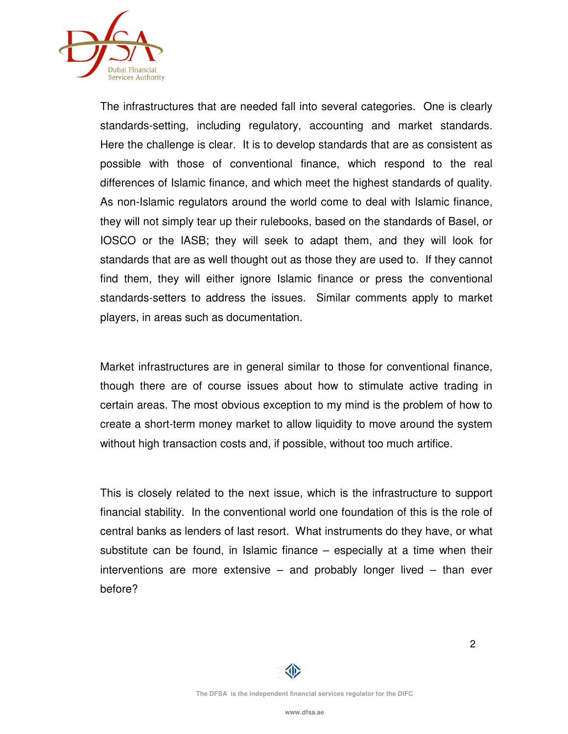The infrastructures that are needed fall into several categories. One is clearly standards-setting, including regulatory, accounting and market standards. Here the challenge is clear. It is to develop standards that are as consistent as possible with those of conventional finance, which respond to the real differences of Islamic finance, and which meet the highest standards of quality. As non-Islamic regulators around the world come to deal with Islamic finance, they will not simply tear up their rulebooks, based on the standards of Basel, or IOSCO or the IASB; they will seek to adapt them, and they will look for standards that are as well thought out as those they are used to. If they cannot find them, they will either ignore Islamic finance or press the conventional standards-setters to address the issues. Similar comments apply to market players, in areas such as documentation.

Market infrastructures are in general similar to those for conventional finance, though there are of course issues about how to stimulate active trading in certain areas. The most obvious exception to my mind is the problem of how to create a short-term money market to allow liquidity to move around the system without high transaction costs and, if possible, without too much artifice.

This is closely related to the next issue, which is the infrastructure to support financial stability. In the conventional world one foundation of this is the role of central banks as lenders of last resort. What instruments do they have, or what substitute can be found, in Islamic finance – especially at a time when their interventions are more extensive – and probably longer lived – than ever before?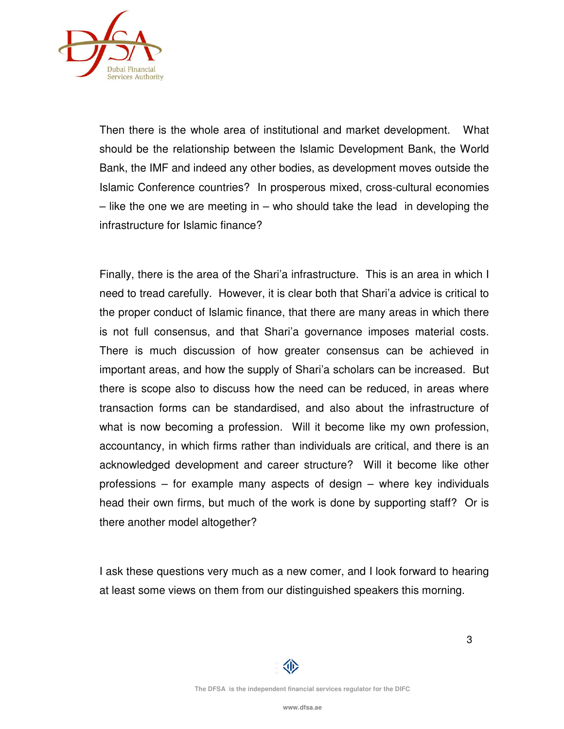Then there is the whole area of institutional and market development. What should be the relationship between the Islamic Development Bank, the World Bank, the IMF and indeed any other bodies, as development moves outside the Islamic Conference countries? In prosperous mixed, cross-cultural economies – like the one we are meeting in – who should take the lead in developing the infrastructure for Islamic finance?

Finally, there is the area of the Shari'a infrastructure. This is an area in which I need to tread carefully. However, it is clear both that Shari'a advice is critical to the proper conduct of Islamic finance, that there are many areas in which there is not full consensus, and that Shari'a governance imposes material costs. There is much discussion of how greater consensus can be achieved in important areas, and how the supply of Shari'a scholars can be increased. But there is scope also to discuss how the need can be reduced, in areas where transaction forms can be standardised, and also about the infrastructure of what is now becoming a profession. Will it become like my own profession, accountancy, in which firms rather than individuals are critical, and there is an acknowledged development and career structure? Will it become like other professions – for example many aspects of design – where key individuals head their own firms, but much of the work is done by supporting staff? Or is there another model altogether?

I ask these questions very much as a new comer, and I look forward to hearing at least some views on them from our distinguished speakers this morning.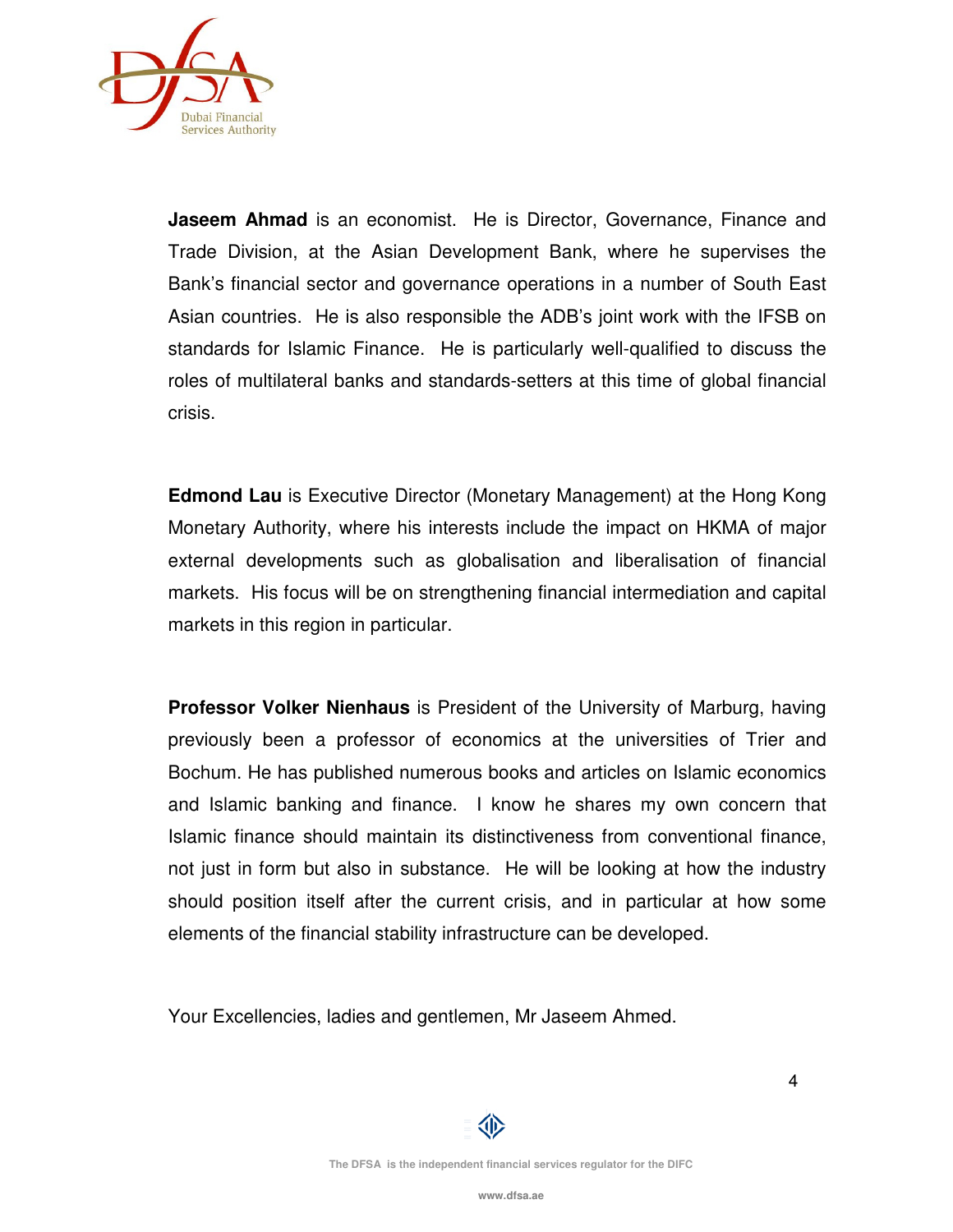**Jaseem Ahmad** is an economist. He is Director, Governance, Finance and Trade Division, at the Asian Development Bank, where he supervises the Bank's financial sector and governance operations in a number of South East Asian countries. He is also responsible the ADB's joint work with the IFSB on standards for Islamic Finance. He is particularly well-qualified to discuss the roles of multilateral banks and standards-setters at this time of global financial crisis.

**Edmond Lau** is Executive Director (Monetary Management) at the Hong Kong Monetary Authority, where his interests include the impact on HKMA of major external developments such as globalisation and liberalisation of financial markets. His focus will be on strengthening financial intermediation and capital markets in this region in particular.

**Professor Volker Nienhaus** is President of the University of Marburg, having previously been a professor of economics at the universities of Trier and Bochum. He has published numerous books and articles on Islamic economics and Islamic banking and finance. I know he shares my own concern that Islamic finance should maintain its distinctiveness from conventional finance, not just in form but also in substance. He will be looking at how the industry should position itself after the current crisis, and in particular at how some elements of the financial stability infrastructure can be developed.

Your Excellencies, ladies and gentlemen, Mr Jaseem Ahmed.